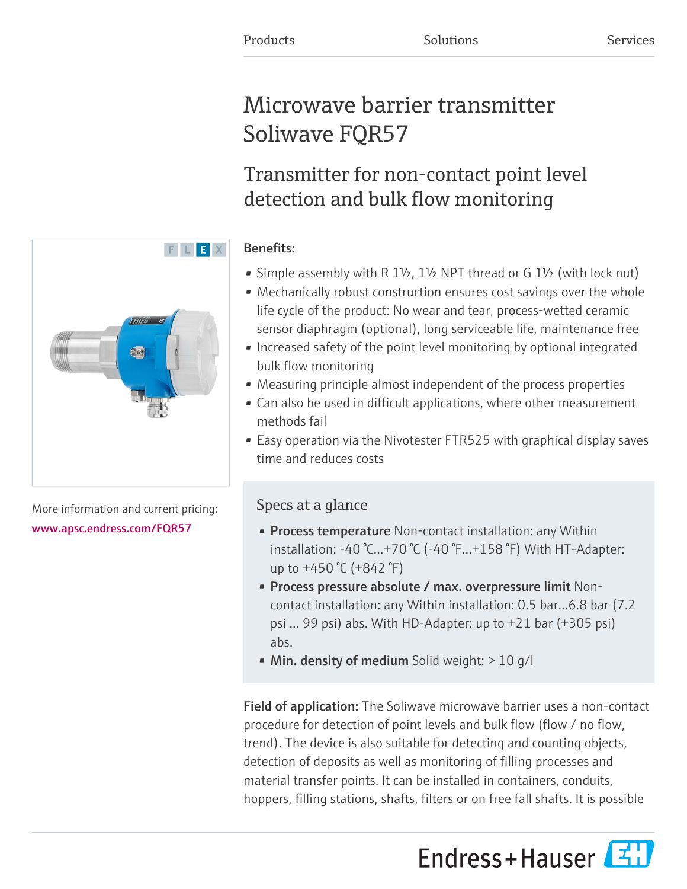Products Solutions Services

# Microwave barrier transmitter Soliwave FQR57

## Transmitter for non-contact point level detection and bulk flow monitoring

F L E X

More information and current pricing:
www.apsc.endress.com/FQR57

### Benefits:

- Simple assembly with R 1½, 1½ NPT thread or G 1½ (with lock nut)
- Mechanically robust construction ensures cost savings over the whole life cycle of the product: No wear and tear, process-wetted ceramic sensor diaphragm (optional), long serviceable life, maintenance free
- Increased safety of the point level monitoring by optional integrated bulk flow monitoring
- Measuring principle almost independent of the process properties
- Can also be used in difficult applications, where other measurement methods fail
- Easy operation via the Nivotester FTR525 with graphical display saves time and reduces costs

### Specs at a glance

- **Process temperature** Non-contact installation: any Within installation: -40 °C...+70 °C (-40 °F...+158 °F) With HT-Adapter: up to +450 °C (+842 °F)
- **Process pressure absolute / max. overpressure limit** Non-contact installation: any Within installation: 0.5 bar...6.8 bar (7.2 psi ... 99 psi) abs. With HD-Adapter: up to +21 bar (+305 psi) abs.
- **Min. density of medium** Solid weight: > 10 g/l

**Field of application:** The Soliwave microwave barrier uses a non-contact procedure for detection of point levels and bulk flow (flow / no flow, trend). The device is also suitable for detecting and counting objects, detection of deposits as well as monitoring of filling processes and material transfer points. It can be installed in containers, conduits, hoppers, filling stations, shafts, filters or on free fall shafts. It is possible

Endress+Hauser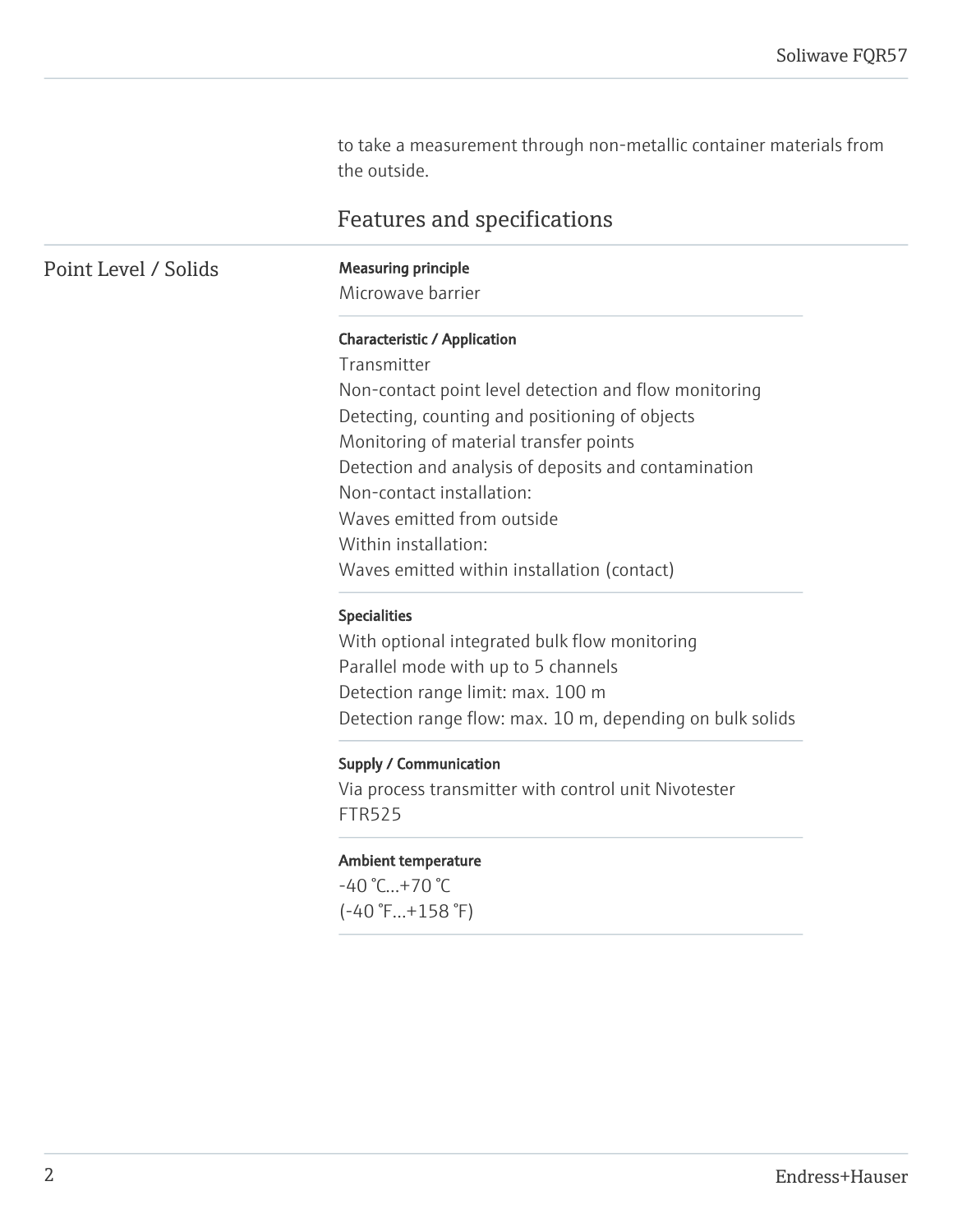to take a measurement through non-metallic container materials from the outside.

## Features and specifications

### Point Level / Solids

**Measuring principle**
Microwave barrier

**Characteristic / Application**
Transmitter
Non-contact point level detection and flow monitoring
Detecting, counting and positioning of objects
Monitoring of material transfer points
Detection and analysis of deposits and contamination
Non-contact installation:
Waves emitted from outside
Within installation:
Waves emitted within installation (contact)

**Specialities**
With optional integrated bulk flow monitoring
Parallel mode with up to 5 channels
Detection range limit: max. 100 m
Detection range flow: max. 10 m, depending on bulk solids

**Supply / Communication**
Via process transmitter with control unit Nivotester FTR525

**Ambient temperature**
-40 °C...+70 °C
(-40 °F...+158 °F)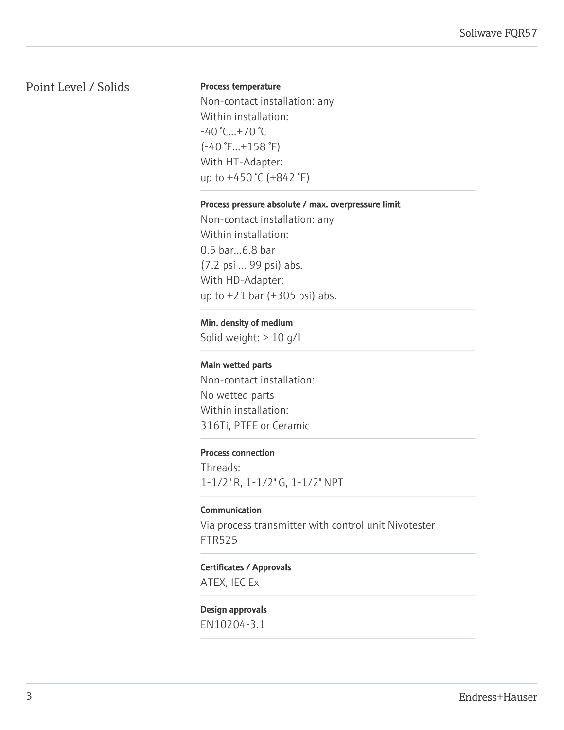## Point Level / Solids

**Process temperature**

Non-contact installation: any
Within installation:
-40 °C...+70 °C
(-40 °F...+158 °F)
With HT-Adapter:
up to +450 °C (+842 °F)

**Process pressure absolute / max. overpressure limit**

Non-contact installation: any
Within installation:
0.5 bar...6.8 bar
(7.2 psi ... 99 psi) abs.
With HD-Adapter:
up to +21 bar (+305 psi) abs.

**Min. density of medium**

Solid weight: > 10 g/l

**Main wetted parts**

Non-contact installation:
No wetted parts
Within installation:
316Ti, PTFE or Ceramic

**Process connection**

Threads:
1-1/2" R, 1-1/2" G, 1-1/2" NPT

**Communication**

Via process transmitter with control unit Nivotester FTR525

**Certificates / Approvals**

ATEX, IEC Ex

**Design approvals**

EN10204-3.1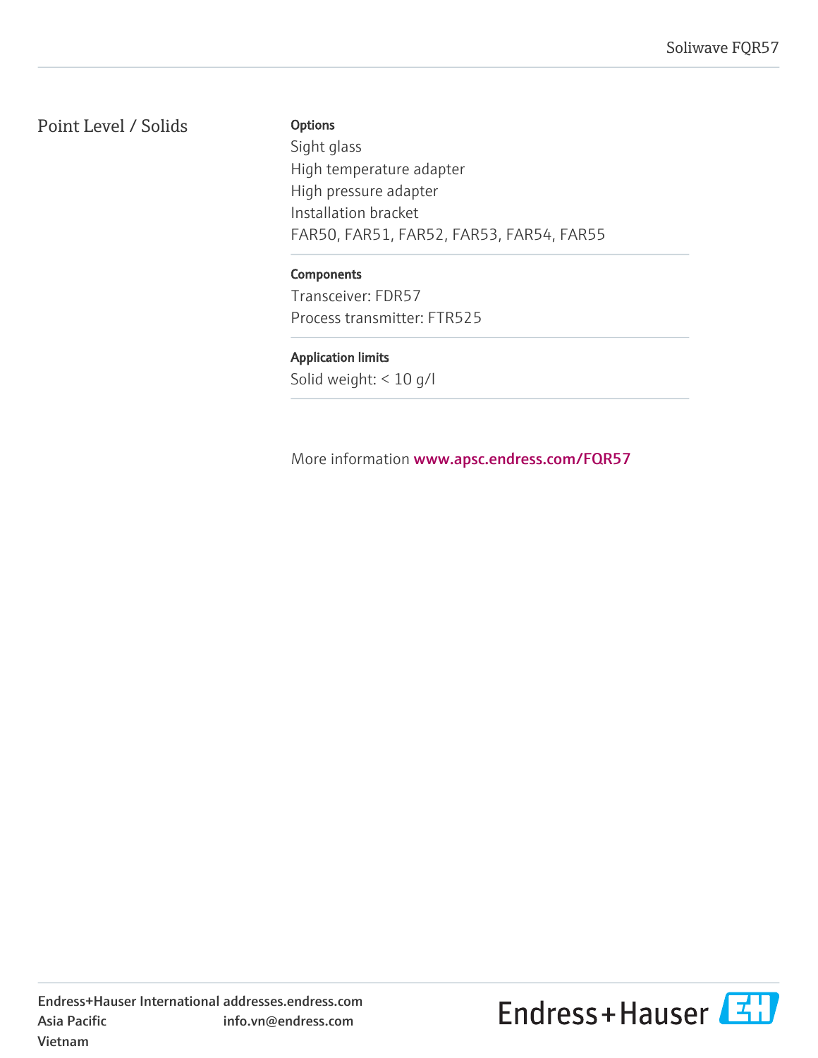Point Level / Solids

**Options**

Sight glass
High temperature adapter
High pressure adapter
Installation bracket
FAR50, FAR51, FAR52, FAR53, FAR54, FAR55

**Components**

Transceiver: FDR57
Process transmitter: FTR525

**Application limits**

Solid weight: < 10 g/l

More information **www.apsc.endress.com/FQR57**

Endress+Hauser International addresses.endress.com
Asia Pacific info.vn@endress.com
Vietnam

Endress+Hauser